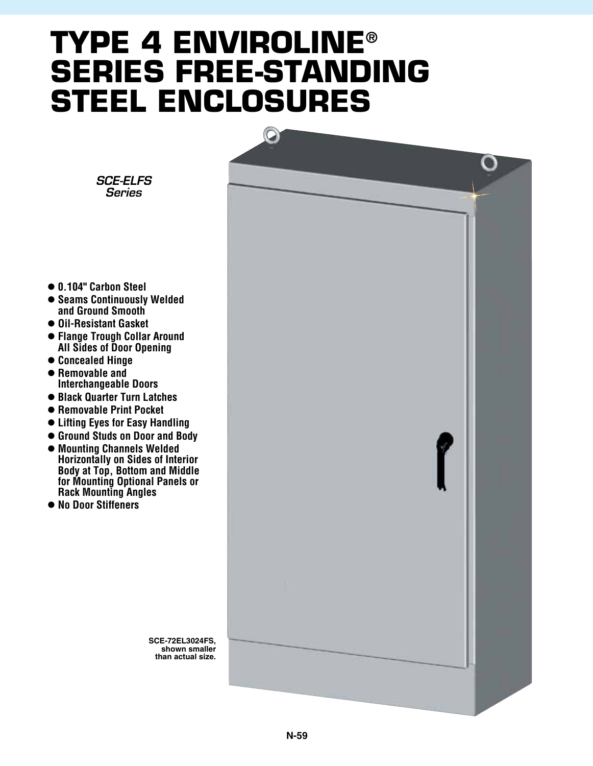# TYPE 4 ENVIROLINE® SERIES FREE-STANDING STEEL ENCLOSURES

*SCE-ELFS Series*

- 0.104" Carbon Steel
- Seams Continuously Welded and Ground Smooth
- Oil-Resistant Gasket
- Flange Trough Collar Around All Sides of Door Opening
- Concealed Hinge
- Removable and Interchangeable Doors
- Black Quarter Turn Latches
- Removable Print Pocket
- Lifting Eyes for Easy Handling
- Ground Studs on Door and Body
- Mounting Channels Welded Horizontally on Sides of Interior Body at Top, Bottom and Middle for Mounting Optional Panels or Rack Mounting Angles
- No Door Stiffeners

**SCE-72EL3024FS, shown smaller than actual size.**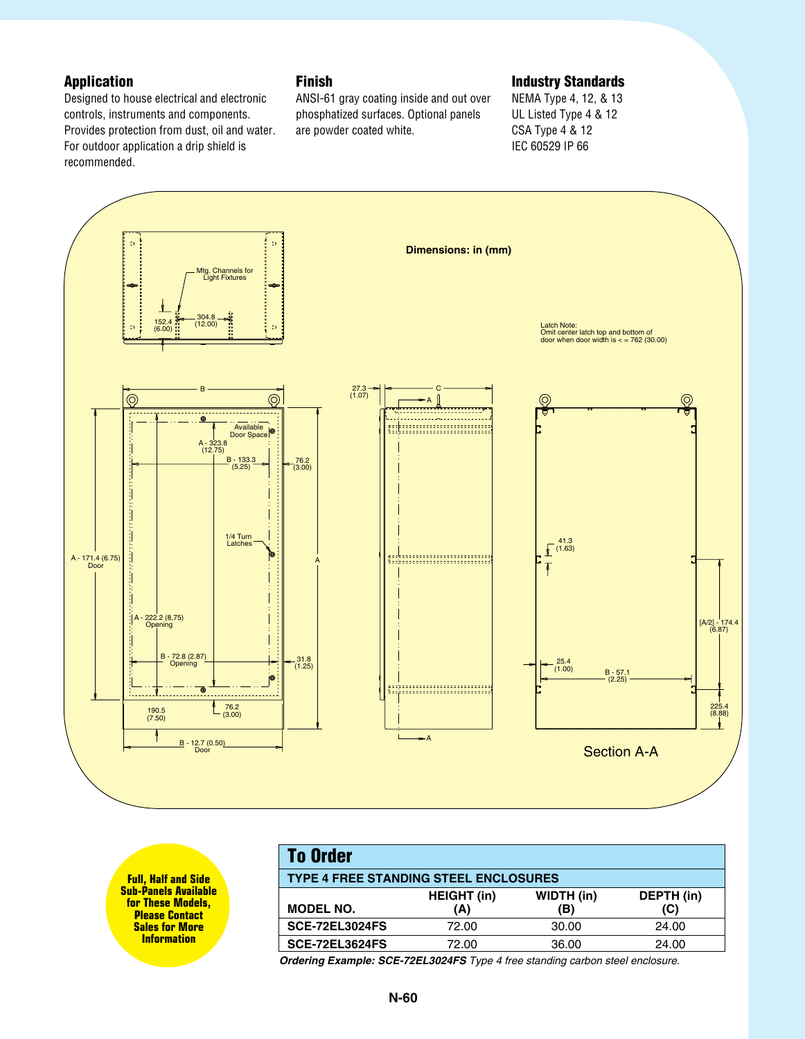## Application

Designed to house electrical and electronic controls, instruments and components. Provides protection from dust, oil and water. For outdoor application a drip shield is recommended.

## Finish

ANSI-61 gray coating inside and out over phosphatized surfaces. Optional panels are powder coated white.

## Industry Standards

NEMA Type 4, 12, & 13
UL Listed Type 4 & 12
CSA Type 4 & 12
IEC 60529 IP 66

Dimensions: in (mm)

Mtg. Channels for Light Fixtures
152.4 (6.00)
304.8 (12.00)

Latch Note:
Omit center latch top and bottom of door when door width is < = 762 (30.00)

B
Available Door Space
A - 323.8 (12.75)
B - 133.3 (5.25)
76.2 (3.00)
1/4 Turn Latches
A - 171.4 (6.75) Door
A
A - 222.2 (8.75) Opening
B - 72.8 (2.87) Opening
31.8 (1.25)
190.5 (7.50)
76.2 (3.00)
B - 12.7 (0.50) Door

27.3 (1.07)
C
A
A

41.3 (1.63)
[A/2] - 174.4 (6.87)
25.4 (1.00)
B - 57.1 (2.25)
225.4 (8.88)
Section A-A

**Full, Half and Side Sub-Panels Available for These Models, Please Contact Sales for More Information**

## To Order

**TYPE 4 FREE STANDING STEEL ENCLOSURES**

| MODEL NO. | HEIGHT (in) (A) | WIDTH (in) (B) | DEPTH (in) (C) |
|---|---|---|---|
| SCE-72EL3024FS | 72.00 | 30.00 | 24.00 |
| SCE-72EL3624FS | 72.00 | 36.00 | 24.00 |

***Ordering Example: SCE-72EL3024FS*** *Type 4 free standing carbon steel enclosure.*